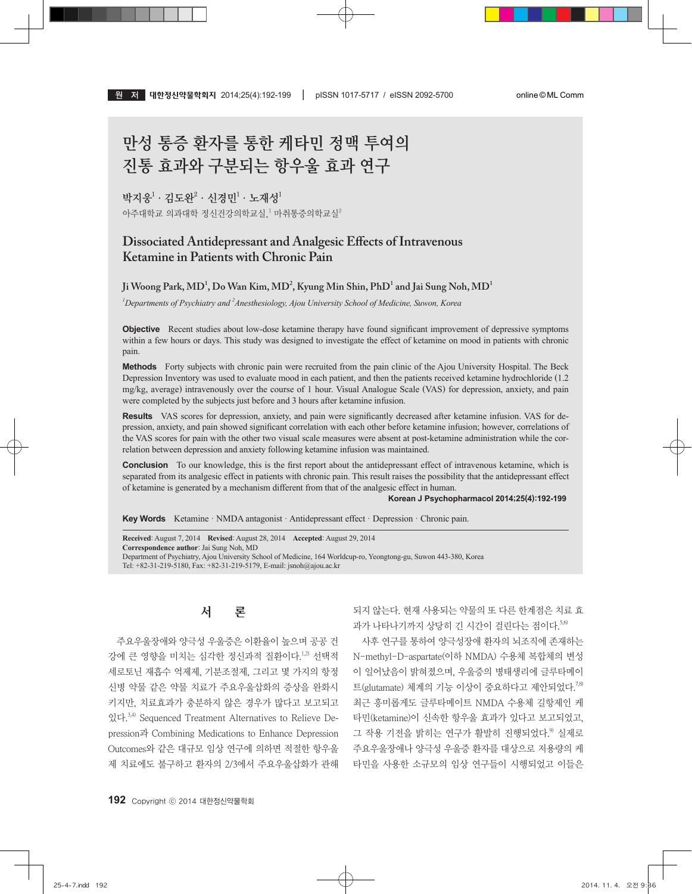# 만성 통증 환자를 통한 케타민 정맥 투여의 진통 효과와 구분되는 항우울 효과 연구

박지웅[1] · 김도완[2] · 신경민[1] · 노재성[1]

아주대학교 의과대학 정신건강의학교실,[1] 마취통증의학교실[2]

# Dissociated Antidepressant and Analgesic Effects of Intravenous Ketamine in Patients with Chronic Pain

Ji Woong Park, MD[1], Do Wan Kim, MD[2], Kyung Min Shin, PhD[1] and Jai Sung Noh, MD[1]

*[1]Departments of Psychiatry and [2]Anesthesiology, Ajou University School of Medicine, Suwon, Korea*

**Objective** Recent studies about low-dose ketamine therapy have found significant improvement of depressive symptoms within a few hours or days. This study was designed to investigate the effect of ketamine on mood in patients with chronic pain.

**Methods** Forty subjects with chronic pain were recruited from the pain clinic of the Ajou University Hospital. The Beck Depression Inventory was used to evaluate mood in each patient, and then the patients received ketamine hydrochloride (1.2 mg/kg, average) intravenously over the course of 1 hour. Visual Analogue Scale (VAS) for depression, anxiety, and pain were completed by the subjects just before and 3 hours after ketamine infusion.

**Results** VAS scores for depression, anxiety, and pain were significantly decreased after ketamine infusion. VAS for depression, anxiety, and pain showed significant correlation with each other before ketamine infusion; however, correlations of the VAS scores for pain with the other two visual scale measures were absent at post-ketamine administration while the correlation between depression and anxiety following ketamine infusion was maintained.

**Conclusion** To our knowledge, this is the first report about the antidepressant effect of intravenous ketamine, which is separated from its analgesic effect in patients with chronic pain. This result raises the possibility that the antidepressant effect of ketamine is generated by a mechanism different from that of the analgesic effect in human.

**Korean J Psychopharmacol 2014;25(4):192-199**

**Key Words** Ketamine · NMDA antagonist · Antidepressant effect · Depression · Chronic pain.

**Received**: August 7, 2014 **Revised**: August 28, 2014 **Accepted**: August 29, 2014
**Correspondence author**: Jai Sung Noh, MD
Department of Psychiatry, Ajou University School of Medicine, 164 Worldcup-ro, Yeongtong-gu, Suwon 443-380, Korea
Tel: +82-31-219-5180, Fax: +82-31-219-5179, E-mail: jsnoh@ajou.ac.kr

## 서 론

주요우울장애와 양극성 우울증은 이환율이 높으며 공공 건강에 큰 영향을 미치는 심각한 정신과적 질환이다.[1,2] 선택적 세로토닌 재흡수 억제제, 기분조절제, 그리고 몇 가지의 항정신병 약물 같은 약물 치료가 주요우울삽화의 증상을 완화시키지만, 치료효과가 충분하지 않은 경우가 많다고 보고되고 있다.[3,4] Sequenced Treatment Alternatives to Relieve Depression과 Combining Medications to Enhance Depression Outcomes와 같은 대규모 임상 연구에 의하면 적절한 항우울제 치료에도 불구하고 환자의 2/3에서 주요우울삽화가 관해되지 않는다. 현재 사용되는 약물의 또 다른 한계점은 치료 효과가 나타나기까지 상당히 긴 시간이 걸린다는 점이다.[5,6]

사후 연구를 통하여 양극성장애 환자의 뇌조직에 존재하는 N-methyl-D-aspartate(이하 NMDA) 수용체 복합체의 변성이 일어났음이 밝혀졌으며, 우울증의 병태생리에 글루타메이트(glutamate) 체계의 기능 이상이 중요하다고 제안되었다.[7,8] 최근 흥미롭게도 글루타메이트 NMDA 수용체 길항제인 케타민(ketamine)이 신속한 항우울 효과가 있다고 보고되었고, 그 작용 기전을 밝히는 연구가 활발히 진행되었다.[9] 실제로 주요우울장애나 양극성 우울증 환자를 대상으로 저용량의 케타민을 사용한 소규모의 임상 연구들이 시행되었고 이들은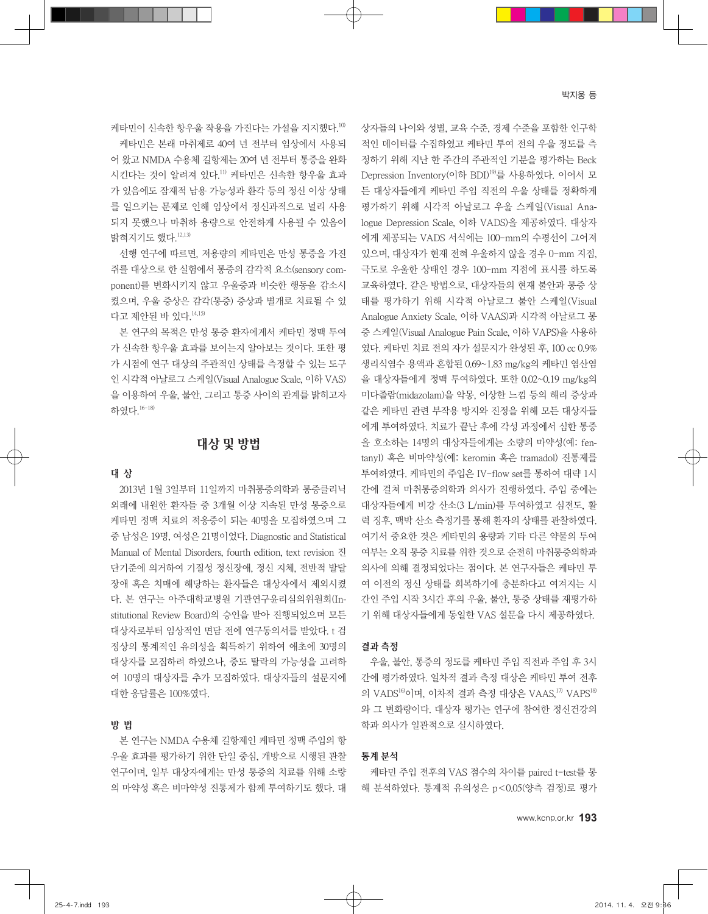케타민이 신속한 항우울 작용을 가진다는 가설을 지지했다.[10]

케타민은 본래 마취제로 40여 년 전부터 임상에서 사용되어 왔고 NMDA 수용체 길항제는 20여 년 전부터 통증을 완화시킨다는 것이 알려져 있다.[11] 케타민은 신속한 항우울 효과가 있음에도 잠재적 남용 가능성과 환각 등의 정신 이상 상태를 일으키는 문제로 인해 임상에서 정신과적으로 널리 사용되지 못했으나 마취하 용량으로 안전하게 사용될 수 있음이 밝혀지기도 했다.[12,13]

선행 연구에 따르면, 저용량의 케타민은 만성 통증을 가진 쥐를 대상으로 한 실험에서 통증의 감각적 요소(sensory component)를 변화시키지 않고 우울증과 비슷한 행동을 감소시켰으며, 우울 증상은 감각(통증) 증상과 별개로 치료될 수 있다고 제안된 바 있다.[14,15]

본 연구의 목적은 만성 통증 환자에게서 케타민 정맥 투여가 신속한 항우울 효과를 보이는지 알아보는 것이다. 또한 평가 시점에 연구 대상의 주관적인 상태를 측정할 수 있는 도구인 시각적 아날로그 스케일(Visual Analogue Scale, 이하 VAS)을 이용하여 우울, 불안, 그리고 통증 사이의 관계를 밝히고자 하였다.[16-18]

## 대상 및 방법

### 대 상

2013년 1월 3일부터 11일까지 마취통증의학과 통증클리닉 외래에 내원한 환자들 중 3개월 이상 지속된 만성 통증으로 케타민 정맥 치료의 적응증이 되는 40명을 모집하였으며 그 중 남성은 19명, 여성은 21명이었다. Diagnostic and Statistical Manual of Mental Disorders, fourth edition, text revision 진단기준에 의거하여 기질성 정신장애, 정신 지체, 전반적 발달장애 혹은 치매에 해당하는 환자들은 대상자에서 제외시켰다. 본 연구는 아주대학교병원 기관연구윤리심의위원회(Institutional Review Board)의 승인을 받아 진행되었으며 모든 대상자로부터 임상적인 면담 전에 연구동의서를 받았다. t 검정상의 통계적인 유의성을 획득하기 위하여 애초에 30명의 대상자를 모집하려 하였으나, 중도 탈락의 가능성을 고려하여 10명의 대상자를 추가 모집하였다. 대상자들의 설문지에 대한 응답률은 100%였다.

### 방 법

본 연구는 NMDA 수용체 길항제인 케타민 정맥 주입의 항우울 효과를 평가하기 위한 단일 중심, 개방으로 시행된 관찰 연구이며, 일부 대상자에게는 만성 통증의 치료를 위해 소량의 마약성 혹은 비마약성 진통제가 함께 투여하기도 했다. 대상자들의 나이와 성별, 교육 수준, 경제 수준을 포함한 인구학적인 데이터를 수집하였고 케타민 투여 전의 우울 정도를 측정하기 위해 지난 한 주간의 주관적인 기분을 평가하는 Beck Depression Inventory(이하 BDI)[19]를 사용하였다. 이어서 모든 대상자들에게 케타민 주입 직전의 우울 상태를 정확하게 평가하기 위해 시각적 아날로그 우울 스케일(Visual Analogue Depression Scale, 이하 VADS)을 제공하였다. 대상자에게 제공되는 VADS 서식에는 100-mm의 수평선이 그어져 있으며, 대상자가 현재 전혀 우울하지 않을 경우 0-mm 지점, 극도로 우울한 상태인 경우 100-mm 지점에 표시를 하도록 교육하였다. 같은 방법으로, 대상자들의 현재 불안과 통증 상태를 평가하기 위해 시각적 아날로그 불안 스케일(Visual Analogue Anxiety Scale, 이하 VAAS)과 시각적 아날로그 통증 스케일(Visual Analogue Pain Scale, 이하 VAPS)을 사용하였다. 케타민 치료 전의 자가 설문지가 완성된 후, 100 cc 0.9% 생리식염수 용액과 혼합된 0.69~1.83 mg/kg의 케타민 염산염을 대상자들에게 정맥 투여하였다. 또한 0.02~0.19 mg/kg의 미다졸람(midazolam)을 악몽, 이상한 느낌 등의 해리 증상과 같은 케타민 관련 부작용 방지와 진정을 위해 모든 대상자들에게 투여하였다. 치료가 끝난 후에 각성 과정에서 심한 통증을 호소하는 14명의 대상자들에게는 소량의 마약성(예: fentanyl) 혹은 비마약성(예: keromin 혹은 tramadol) 진통제를 투여하였다. 케타민의 주입은 IV-flow set를 통하여 대략 1시간에 걸쳐 마취통증의학과 의사가 진행하였다. 주입 중에는 대상자들에게 비강 산소(3 L/min)를 투여하였고 심전도, 활력 징후, 맥박 산소 측정기를 통해 환자의 상태를 관찰하였다. 여기서 중요한 것은 케타민의 용량과 기타 다른 약물의 투여 여부는 오직 통증 치료를 위한 것으로 순전히 마취통증의학과 의사에 의해 결정되었다는 점이다. 본 연구자들은 케타민 투여 이전의 정신 상태를 회복하기에 충분하다고 여겨지는 시간인 주입 시작 3시간 후의 우울, 불안, 통증 상태를 재평가하기 위해 대상자들에게 동일한 VAS 설문을 다시 제공하였다.

### 결과 측정

우울, 불안, 통증의 정도를 케타민 주입 직전과 주입 후 3시간에 평가하였다. 일차적 결과 측정 대상은 케타민 투여 전후의 VADS[16]이며, 이차적 결과 측정 대상은 VAAS,[17] VAPS[18]와 그 변화량이다. 대상자 평가는 연구에 참여한 정신건강의학과 의사가 일관적으로 실시하였다.

### 통계 분석

케타민 주입 전후의 VAS 점수의 차이를 paired t-test를 통해 분석하였다. 통계적 유의성은 $p<0.05$(양측 검정)로 평가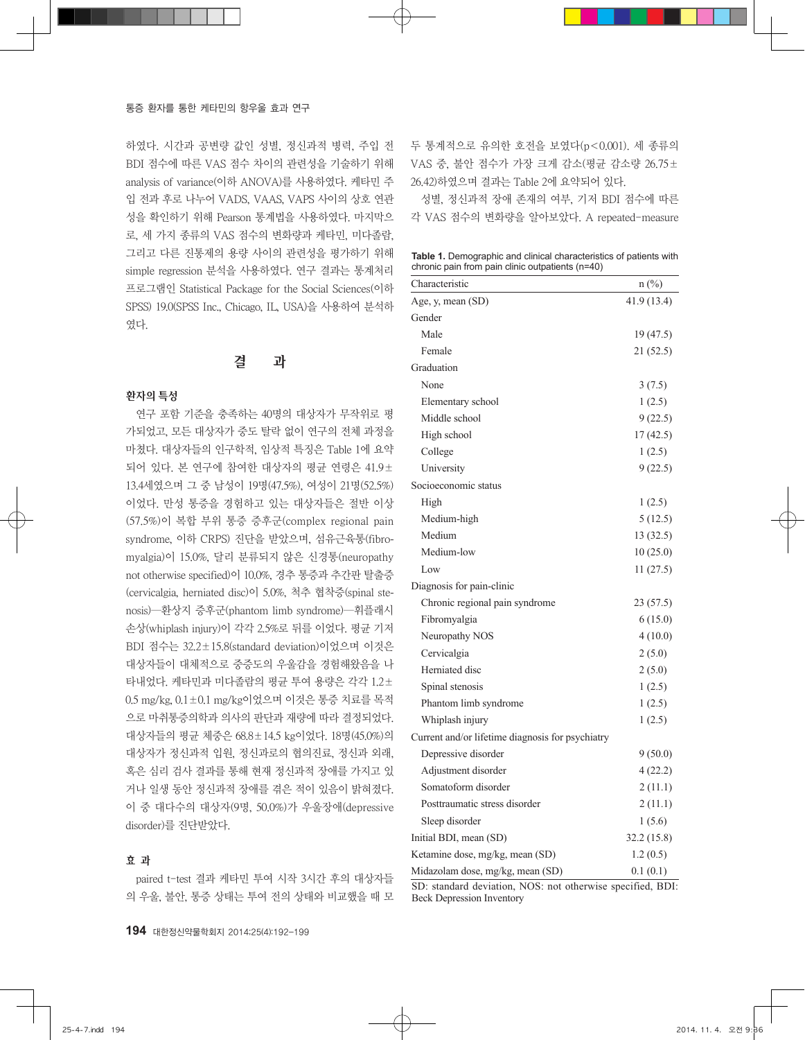하였다. 시간과 공변량 값인 성별, 정신과적 병력, 주입 전 BDI 점수에 따른 VAS 점수 차이의 관련성을 기술하기 위해 analysis of variance(이하 ANOVA)를 사용하였다. 케타민 주입 전과 후로 나누어 VADS, VAAS, VAPS 사이의 상호 연관성을 확인하기 위해 Pearson 통계법을 사용하였다. 마지막으로, 세 가지 종류의 VAS 점수의 변화량과 케타민, 미다졸람, 그리고 다른 진통제의 용량 사이의 관련성을 평가하기 위해 simple regression 분석을 사용하였다. 연구 결과는 통계처리 프로그램인 Statistical Package for the Social Sciences(이하 SPSS) 19.0(SPSS Inc., Chicago, IL, USA)을 사용하여 분석하였다.

## 결 과

### 환자의 특성

연구 포함 기준을 충족하는 40명의 대상자가 무작위로 평가되었고, 모든 대상자가 중도 탈락 없이 연구의 전체 과정을 마쳤다. 대상자들의 인구학적, 임상적 특징은 Table 1에 요약되어 있다. 본 연구에 참여한 대상자의 평균 연령은 41.9±13.4세였으며 그 중 남성이 19명(47.5%), 여성이 21명(52.5%)이었다. 만성 통증을 경험하고 있는 대상자들은 절반 이상(57.5%)이 복합 부위 통증 증후군(complex regional pain syndrome, 이하 CRPS) 진단을 받았으며, 섬유근육통(fibromyalgia)이 15.0%, 달리 분류되지 않은 신경통(neuropathy not otherwise specified)이 10.0%, 경추 통증과 추간판 탈출증(cervicalgia, herniated disc)이 5.0%, 척추 협착증(spinal stenosis)—환상지 증후군(phantom limb syndrome)—휘플래시 손상(whiplash injury)이 각각 2.5%로 뒤를 이었다. 평균 기저 BDI 점수는 32.2±15.8(standard deviation)이었으며 이것은 대상자들이 대체적으로 중증도의 우울감을 경험해왔음을 나타내었다. 케타민과 미다졸람의 평균 투여 용량은 각각 1.2±0.5 mg/kg, 0.1±0.1 mg/kg이었으며 이것은 통증 치료를 목적으로 마취통증의학과 의사의 판단과 재량에 따라 결정되었다. 대상자들의 평균 체중은 68.8±14.5 kg이었다. 18명(45.0%)의 대상자가 정신과적 입원, 정신과로의 협의진료, 정신과 외래, 혹은 심리 검사 결과를 통해 현재 정신과적 장애를 가지고 있거나 일생 동안 정신과적 장애를 겪은 적이 있음이 밝혀졌다. 이 중 대다수의 대상자(9명, 50.0%)가 우울장애(depressive disorder)를 진단받았다.

### 효 과

paired t-test 결과 케타민 투여 시작 3시간 후의 대상자들의 우울, 불안, 통증 상태는 투여 전의 상태와 비교했을 때 모두 통계적으로 유의한 호전을 보였다($p<0.001$). 세 종류의 VAS 중, 불안 점수가 가장 크게 감소(평균 감소량 26.75±26.42)하였으며 결과는 Table 2에 요약되어 있다.

성별, 정신과적 장애 존재의 여부, 기저 BDI 점수에 따른 각 VAS 점수의 변화량을 알아보았다. A repeated-measure

**Table 1.** Demographic and clinical characteristics of patients with chronic pain from pain clinic outpatients (n=40)

| Characteristic | n (%) |
|---|---|
| Age, y, mean (SD) | 41.9 (13.4) |
| Gender | |
| Male | 19 (47.5) |
| Female | 21 (52.5) |
| Graduation | |
| None | 3 (7.5) |
| Elementary school | 1 (2.5) |
| Middle school | 9 (22.5) |
| High school | 17 (42.5) |
| College | 1 (2.5) |
| University | 9 (22.5) |
| Socioeconomic status | |
| High | 1 (2.5) |
| Medium-high | 5 (12.5) |
| Medium | 13 (32.5) |
| Medium-low | 10 (25.0) |
| Low | 11 (27.5) |
| Diagnosis for pain-clinic | |
| Chronic regional pain syndrome | 23 (57.5) |
| Fibromyalgia | 6 (15.0) |
| Neuropathy NOS | 4 (10.0) |
| Cervicalgia | 2 (5.0) |
| Herniated disc | 2 (5.0) |
| Spinal stenosis | 1 (2.5) |
| Phantom limb syndrome | 1 (2.5) |
| Whiplash injury | 1 (2.5) |
| Current and/or lifetime diagnosis for psychiatry | |
| Depressive disorder | 9 (50.0) |
| Adjustment disorder | 4 (22.2) |
| Somatoform disorder | 2 (11.1) |
| Posttraumatic stress disorder | 2 (11.1) |
| Sleep disorder | 1 (5.6) |
| Initial BDI, mean (SD) | 32.2 (15.8) |
| Ketamine dose, mg/kg, mean (SD) | 1.2 (0.5) |
| Midazolam dose, mg/kg, mean (SD) | 0.1 (0.1) |

SD: standard deviation, NOS: not otherwise specified, BDI: Beck Depression Inventory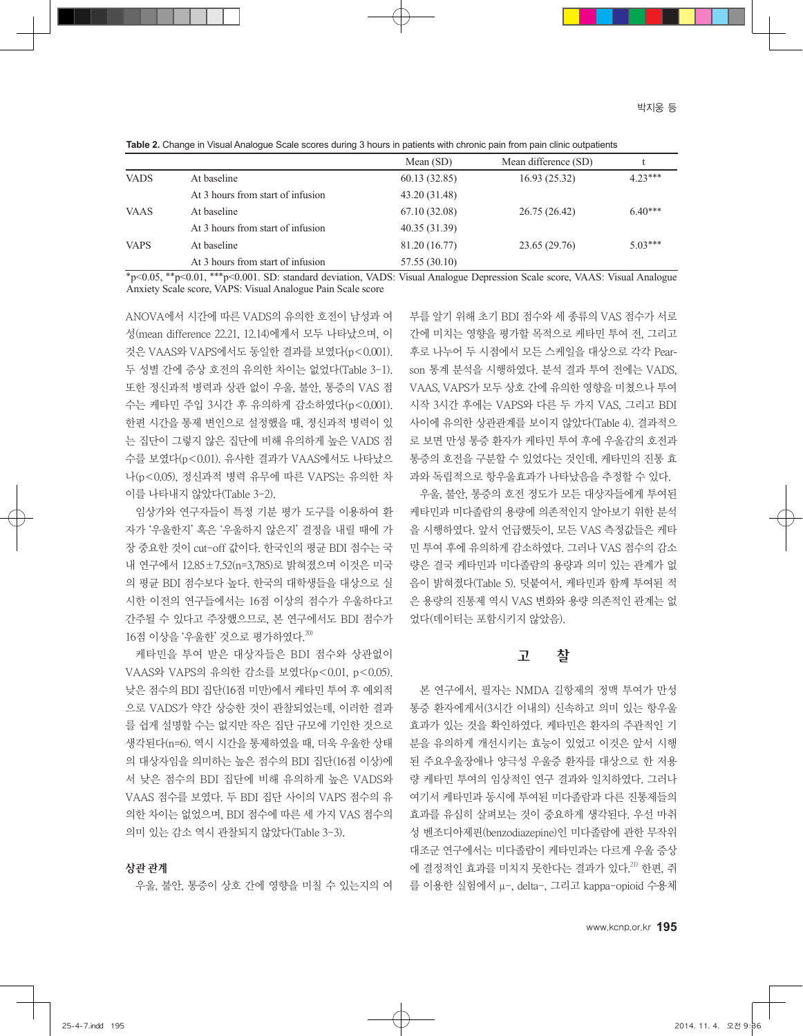**Table 2.** Change in Visual Analogue Scale scores during 3 hours in patients with chronic pain from pain clinic outpatients

| | | Mean (SD) | Mean difference (SD) | t |
|---|---|---|---|---|
| VADS | At baseline | 60.13 (32.85) | 16.93 (25.32) | 4.23*** |
| | At 3 hours from start of infusion | 43.20 (31.48) | | |
| VAAS | At baseline | 67.10 (32.08) | 26.75 (26.42) | 6.40*** |
| | At 3 hours from start of infusion | 40.35 (31.39) | | |
| VAPS | At baseline | 81.20 (16.77) | 23.65 (29.76) | 5.03*** |
| | At 3 hours from start of infusion | 57.55 (30.10) | | |

*p<0.05, **p<0.01, ***p<0.001. SD: standard deviation, VADS: Visual Analogue Depression Scale score, VAAS: Visual Analogue Anxiety Scale score, VAPS: Visual Analogue Pain Scale score

ANOVA에서 시간에 따른 VADS의 유의한 호전이 남성과 여성(mean difference 22.21, 12.14)에게서 모두 나타났으며, 이것은 VAAS와 VAPS에서도 동일한 결과를 보였다($p<0.001$). 두 성별 간에 증상 호전의 유의한 차이는 없었다(Table 3-1). 또한 정신과적 병력과 상관 없이 우울, 불안, 통증의 VAS 점수는 케타민 주입 3시간 후 유의하게 감소하였다($p<0.001$). 한편 시간을 통제 변인으로 설정했을 때, 정신과적 병력이 있는 집단이 그렇지 않은 집단에 비해 유의하게 높은 VADS 점수를 보였다($p<0.01$). 유사한 결과가 VAAS에서도 나타났으나($p<0.05$), 정신과적 병력 유무에 따른 VAPS는 유의한 차이를 나타내지 않았다(Table 3-2).

임상가와 연구자들이 특정 기분 평가 도구를 이용하여 환자가 '우울한지' 혹은 '우울하지 않은지' 결정을 내릴 때에 가장 중요한 것이 cut-off 값이다. 한국인의 평균 BDI 점수는 국내 연구에서 12.85±7.52(n=3,785)로 밝혀졌으며 이것은 미국의 평균 BDI 점수보다 높다. 한국의 대학생들을 대상으로 실시한 이전의 연구들에서는 16점 이상의 점수가 우울하다고 간주될 수 있다고 주장했으므로, 본 연구에서도 BDI 점수가 16점 이상을 '우울한' 것으로 평가하였다.[20]

케타민을 투여 받은 대상자들은 BDI 점수와 상관없이 VAAS와 VAPS의 유의한 감소를 보였다($p<0.01$, $p<0.05$). 낮은 점수의 BDI 집단(16점 미만)에서 케타민 투여 후 예외적으로 VADS가 약간 상승한 것이 관찰되었는데, 이러한 결과를 쉽게 설명할 수는 없지만 작은 집단 규모에 기인한 것으로 생각된다(n=6). 역시 시간을 통제하였을 때, 더욱 우울한 상태의 대상자임을 의미하는 높은 점수의 BDI 집단(16점 이상)에서 낮은 점수의 BDI 집단에 비해 유의하게 높은 VADS와 VAAS 점수를 보였다. 두 BDI 집단 사이의 VAPS 점수의 유의한 차이는 없었으며, BDI 점수에 따른 세 가지 VAS 점수의 의미 있는 감소 역시 관찰되지 않았다(Table 3-3).

### 상관 관계

우울, 불안, 통증이 상호 간에 영향을 미칠 수 있는지의 여부를 알기 위해 초기 BDI 점수와 세 종류의 VAS 점수가 서로 간에 미치는 영향을 평가할 목적으로 케타민 투여 전, 그리고 후로 나누어 두 시점에서 모든 스케일을 대상으로 각각 Pearson 통계 분석을 시행하였다. 분석 결과 투여 전에는 VADS, VAAS, VAPS가 모두 상호 간에 유의한 영향을 미쳤으나 투여 시작 3시간 후에는 VAPS와 다른 두 가지 VAS, 그리고 BDI 사이에 유의한 상관관계를 보이지 않았다(Table 4). 결과적으로 보면 만성 통증 환자가 케타민 투여 후에 우울감의 호전과 통증의 호전을 구분할 수 있었다는 것인데, 케타민의 진통 효과와 독립적으로 항우울효과가 나타났음을 추정할 수 있다.

우울, 불안, 통증의 호전 정도가 모든 대상자들에게 투여된 케타민과 미다졸람의 용량에 의존적인지 알아보기 위한 분석을 시행하였다. 앞서 언급했듯이, 모든 VAS 측정값들은 케타민 투여 후에 유의하게 감소하였다. 그러나 VAS 점수의 감소량은 결국 케타민과 미다졸람의 용량과 의미 있는 관계가 없음이 밝혀졌다(Table 5). 덧붙여서, 케타민과 함께 투여된 적은 용량의 진통제 역시 VAS 변화와 용량 의존적인 관계는 없었다(데이터는 포함시키지 않았음).

## 고 찰

본 연구에서, 필자는 NMDA 길항제의 정맥 투여가 만성 통증 환자에게서(3시간 이내의) 신속하고 의미 있는 항우울 효과가 있는 것을 확인하였다. 케타민은 환자의 주관적인 기분을 유의하게 개선시키는 효능이 있었고 이것은 앞서 시행된 주요우울장애나 양극성 우울증 환자를 대상으로 한 저용량 케타민 투여의 임상적인 연구 결과와 일치하였다. 그러나 여기서 케타민과 동시에 투여된 미다졸람과 다른 진통제들의 효과를 유심히 살펴보는 것이 중요하게 생각된다. 우선 마취성 벤조디아제핀(benzodiazepine)인 미다졸람에 관한 무작위 대조군 연구에서는 미다졸람이 케타민과는 다르게 우울 증상에 결정적인 효과를 미치지 못한다는 결과가 있다.[21] 한편, 쥐를 이용한 실험에서 μ-, delta-, 그리고 kappa-opioid 수용체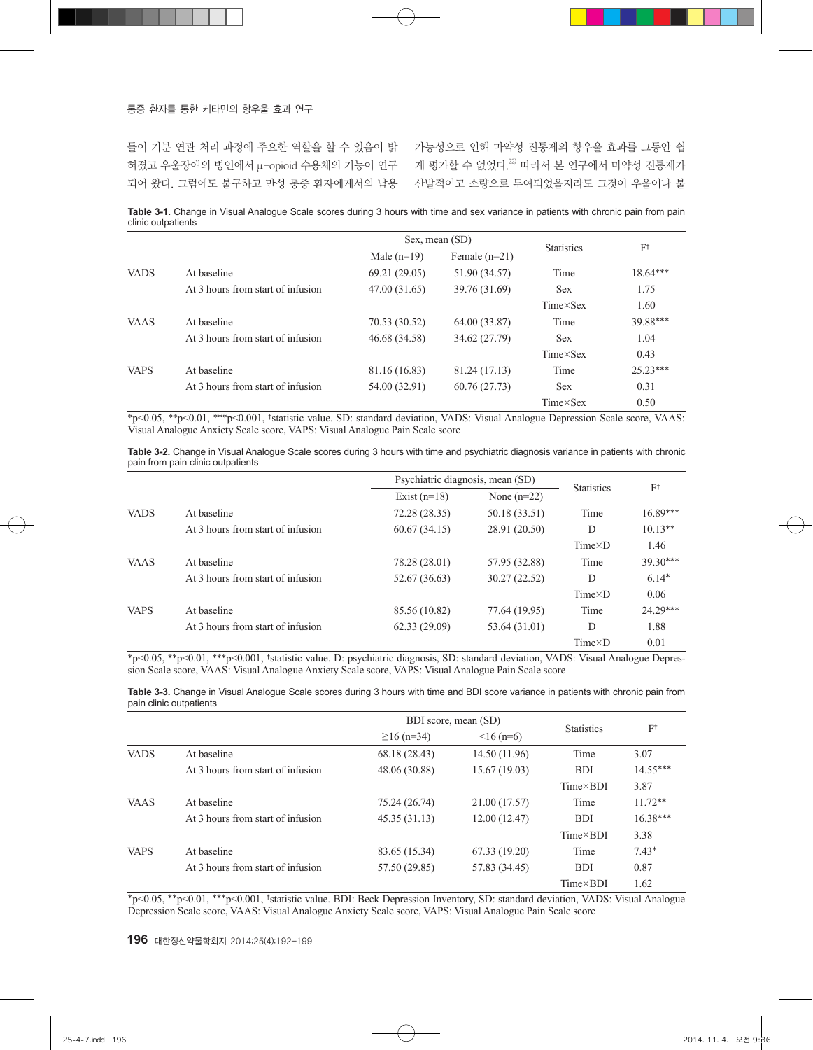들이 기분 연관 처리 과정에 주요한 역할을 할 수 있음이 밝혀졌고 우울장애의 병인에서 μ-opioid 수용체의 기능이 연구되어 왔다. 그럼에도 불구하고 만성 통증 환자에게서의 남용 가능성으로 인해 마약성 진통제의 항우울 효과를 그동안 쉽게 평가할 수 없었다.[22] 따라서 본 연구에서 마약성 진통제가 산발적이고 소량으로 투여되었을지라도 그것이 우울이나 불

**Table 3-1.** Change in Visual Analogue Scale scores during 3 hours with time and sex variance in patients with chronic pain from pain clinic outpatients

| | | Sex, mean (SD) | | Statistics | F† |
|---|---|---|---|---|---|
| | | Male (n=19) | Female (n=21) | | |
| VADS | At baseline | 69.21 (29.05) | 51.90 (34.57) | Time | 18.64*** |
| | At 3 hours from start of infusion | 47.00 (31.65) | 39.76 (31.69) | Sex | 1.75 |
| | | | | Time×Sex | 1.60 |
| VAAS | At baseline | 70.53 (30.52) | 64.00 (33.87) | Time | 39.88*** |
| | At 3 hours from start of infusion | 46.68 (34.58) | 34.62 (27.79) | Sex | 1.04 |
| | | | | Time×Sex | 0.43 |
| VAPS | At baseline | 81.16 (16.83) | 81.24 (17.13) | Time | 25.23*** |
| | At 3 hours from start of infusion | 54.00 (32.91) | 60.76 (27.73) | Sex | 0.31 |
| | | | | Time×Sex | 0.50 |

*p<0.05, **p<0.01, ***p<0.001, †statistic value. SD: standard deviation, VADS: Visual Analogue Depression Scale score, VAAS: Visual Analogue Anxiety Scale score, VAPS: Visual Analogue Pain Scale score

**Table 3-2.** Change in Visual Analogue Scale scores during 3 hours with time and psychiatric diagnosis variance in patients with chronic pain from pain clinic outpatients

| | | Psychiatric diagnosis, mean (SD) | | Statistics | F† |
|---|---|---|---|---|---|
| | | Exist (n=18) | None (n=22) | | |
| VADS | At baseline | 72.28 (28.35) | 50.18 (33.51) | Time | 16.89*** |
| | At 3 hours from start of infusion | 60.67 (34.15) | 28.91 (20.50) | D | 10.13** |
| | | | | Time×D | 1.46 |
| VAAS | At baseline | 78.28 (28.01) | 57.95 (32.88) | Time | 39.30*** |
| | At 3 hours from start of infusion | 52.67 (36.63) | 30.27 (22.52) | D | 6.14* |
| | | | | Time×D | 0.06 |
| VAPS | At baseline | 85.56 (10.82) | 77.64 (19.95) | Time | 24.29*** |
| | At 3 hours from start of infusion | 62.33 (29.09) | 53.64 (31.01) | D | 1.88 |
| | | | | Time×D | 0.01 |

*p<0.05, **p<0.01, ***p<0.001, †statistic value. D: psychiatric diagnosis, SD: standard deviation, VADS: Visual Analogue Depression Scale score, VAAS: Visual Analogue Anxiety Scale score, VAPS: Visual Analogue Pain Scale score

**Table 3-3.** Change in Visual Analogue Scale scores during 3 hours with time and BDI score variance in patients with chronic pain from pain clinic outpatients

| | | BDI score, mean (SD) | | Statistics | F† |
|---|---|---|---|---|---|
| | | ≥16 (n=34) | <16 (n=6) | | |
| VADS | At baseline | 68.18 (28.43) | 14.50 (11.96) | Time | 3.07 |
| | At 3 hours from start of infusion | 48.06 (30.88) | 15.67 (19.03) | BDI | 14.55*** |
| | | | | Time×BDI | 3.87 |
| VAAS | At baseline | 75.24 (26.74) | 21.00 (17.57) | Time | 11.72** |
| | At 3 hours from start of infusion | 45.35 (31.13) | 12.00 (12.47) | BDI | 16.38*** |
| | | | | Time×BDI | 3.38 |
| VAPS | At baseline | 83.65 (15.34) | 67.33 (19.20) | Time | 7.43* |
| | At 3 hours from start of infusion | 57.50 (29.85) | 57.83 (34.45) | BDI | 0.87 |
| | | | | Time×BDI | 1.62 |

*p<0.05, **p<0.01, ***p<0.001, †statistic value. BDI: Beck Depression Inventory, SD: standard deviation, VADS: Visual Analogue Depression Scale score, VAAS: Visual Analogue Anxiety Scale score, VAPS: Visual Analogue Pain Scale score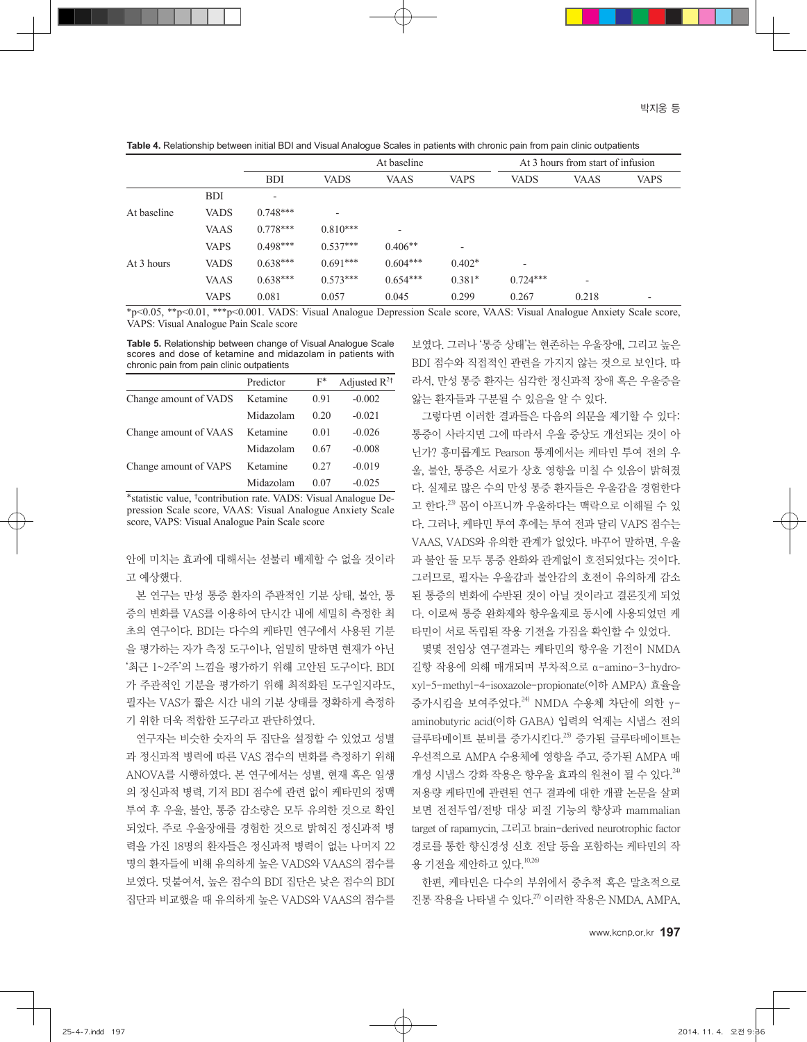**Table 4.** Relationship between initial BDI and Visual Analogue Scales in patients with chronic pain from pain clinic outpatients

| | | At baseline | | | | At 3 hours from start of infusion | | |
|---|---|---|---|---|---|---|---|---|
| | | BDI | VADS | VAAS | VAPS | VADS | VAAS | VAPS |
| | BDI | - | | | | | | |
| At baseline | VADS | 0.748*** | - | | | | | |
| | VAAS | 0.778*** | 0.810*** | - | | | | |
| | VAPS | 0.498*** | 0.537*** | 0.406** | - | | | |
| At 3 hours | VADS | 0.638*** | 0.691*** | 0.604*** | 0.402* | - | | |
| | VAAS | 0.638*** | 0.573*** | 0.654*** | 0.381* | 0.724*** | - | |
| | VAPS | 0.081 | 0.057 | 0.045 | 0.299 | 0.267 | 0.218 | - |

*p<0.05, **p<0.01, ***p<0.001. VADS: Visual Analogue Depression Scale score, VAAS: Visual Analogue Anxiety Scale score, VAPS: Visual Analogue Pain Scale score

**Table 5.** Relationship between change of Visual Analogue Scale scores and dose of ketamine and midazolam in patients with chronic pain from pain clinic outpatients

| | Predictor | F* | Adjusted $R^2$† |
|---|---|---|---|
| Change amount of VADS | Ketamine | 0.91 | -0.002 |
| | Midazolam | 0.20 | -0.021 |
| Change amount of VAAS | Ketamine | 0.01 | -0.026 |
| | Midazolam | 0.67 | -0.008 |
| Change amount of VAPS | Ketamine | 0.27 | -0.019 |
| | Midazolam | 0.07 | -0.025 |

*statistic value, †contribution rate. VADS: Visual Analogue Depression Scale score, VAAS: Visual Analogue Anxiety Scale score, VAPS: Visual Analogue Pain Scale score

안에 미치는 효과에 대해서는 섣불리 배제할 수 없을 것이라고 예상했다.

본 연구는 만성 통증 환자의 주관적인 기분 상태, 불안, 통증의 변화를 VAS를 이용하여 단시간 내에 세밀히 측정한 최초의 연구이다. BDI는 다수의 케타민 연구에서 사용된 기분을 평가하는 자가 측정 도구이나, 엄밀히 말하면 현재가 아닌 '최근 1~2주'의 느낌을 평가하기 위해 고안된 도구이다. BDI가 주관적인 기분을 평가하기 위해 최적화된 도구일지라도, 필자는 VAS가 짧은 시간 내의 기분 상태를 정확하게 측정하기 위한 더욱 적합한 도구라고 판단하였다.

연구자는 비슷한 숫자의 두 집단을 설정할 수 있었고 성별과 정신과적 병력에 따른 VAS 점수의 변화를 측정하기 위해 ANOVA를 시행하였다. 본 연구에서는 성별, 현재 혹은 일생의 정신과적 병력, 기저 BDI 점수에 관련 없이 케타민의 정맥 투여 후 우울, 불안, 통증 감소량은 모두 유의한 것으로 확인되었다. 주로 우울장애를 경험한 것으로 밝혀진 정신과적 병력을 가진 18명의 환자들은 정신과적 병력이 없는 나머지 22명의 환자들에 비해 유의하게 높은 VADS와 VAAS의 점수를 보였다. 덧붙여서, 높은 점수의 BDI 집단은 낮은 점수의 BDI 집단과 비교했을 때 유의하게 높은 VADS와 VAAS의 점수를 보였다. 그러나 '통증 상태'는 현존하는 우울장애, 그리고 높은 BDI 점수와 직접적인 관련을 가지지 않는 것으로 보인다. 따라서, 만성 통증 환자는 심각한 정신과적 장애 혹은 우울증을 앓는 환자들과 구분될 수 있음을 알 수 있다.

그렇다면 이러한 결과들은 다음의 의문을 제기할 수 있다: 통증이 사라지면 그에 따라서 우울 증상도 개선되는 것이 아닌가? 흥미롭게도 Pearson 통계에서는 케타민 투여 전의 우울, 불안, 통증은 서로가 상호 영향을 미칠 수 있음이 밝혀졌다. 실제로 많은 수의 만성 통증 환자들은 우울감을 경험한다고 한다.[23] 몸이 아프니까 우울하다는 맥락으로 이해될 수 있다. 그러나, 케타민 투여 후에는 투여 전과 달리 VAPS 점수는 VAAS, VADS와 유의한 관계가 없었다. 바꾸어 말하면, 우울과 불안 둘 모두 통증 완화와 관계없이 호전되었다는 것이다. 그러므로, 필자는 우울감과 불안감의 호전이 유의하게 감소된 통증의 변화에 수반된 것이 아닐 것이라고 결론짓게 되었다. 이로써 통증 완화제와 항우울제로 동시에 사용되었던 케타민이 서로 독립된 작용 기전을 가짐을 확인할 수 있었다.

몇몇 전임상 연구결과는 케타민의 항우울 기전이 NMDA 길항 작용에 의해 매개되며 부차적으로 α-amino-3-hydroxyl-5-methyl-4-isoxazole-propionate(이하 AMPA) 효율을 증가시킴을 보여주었다.[24] NMDA 수용체 차단에 의한 γ-aminobutyric acid(이하 GABA) 입력의 억제는 시냅스 전의 글루타메이트 분비를 증가시킨다.[25] 증가된 글루타메이트는 우선적으로 AMPA 수용체에 영향을 주고, 증가된 AMPA 매개성 시냅스 강화 작용은 항우울 효과의 원천이 될 수 있다.[24] 저용량 케타민에 관련된 연구 결과에 대한 개괄 논문을 살펴보면 전전두엽/전방 대상 피질 기능의 향상과 mammalian target of rapamycin, 그리고 brain-derived neurotrophic factor 경로를 통한 향신경성 신호 전달 등을 포함하는 케타민의 작용 기전을 제안하고 있다.[10,26]

한편, 케타민은 다수의 부위에서 중추적 혹은 말초적으로 진통 작용을 나타낼 수 있다.[27] 이러한 작용은 NMDA, AMPA,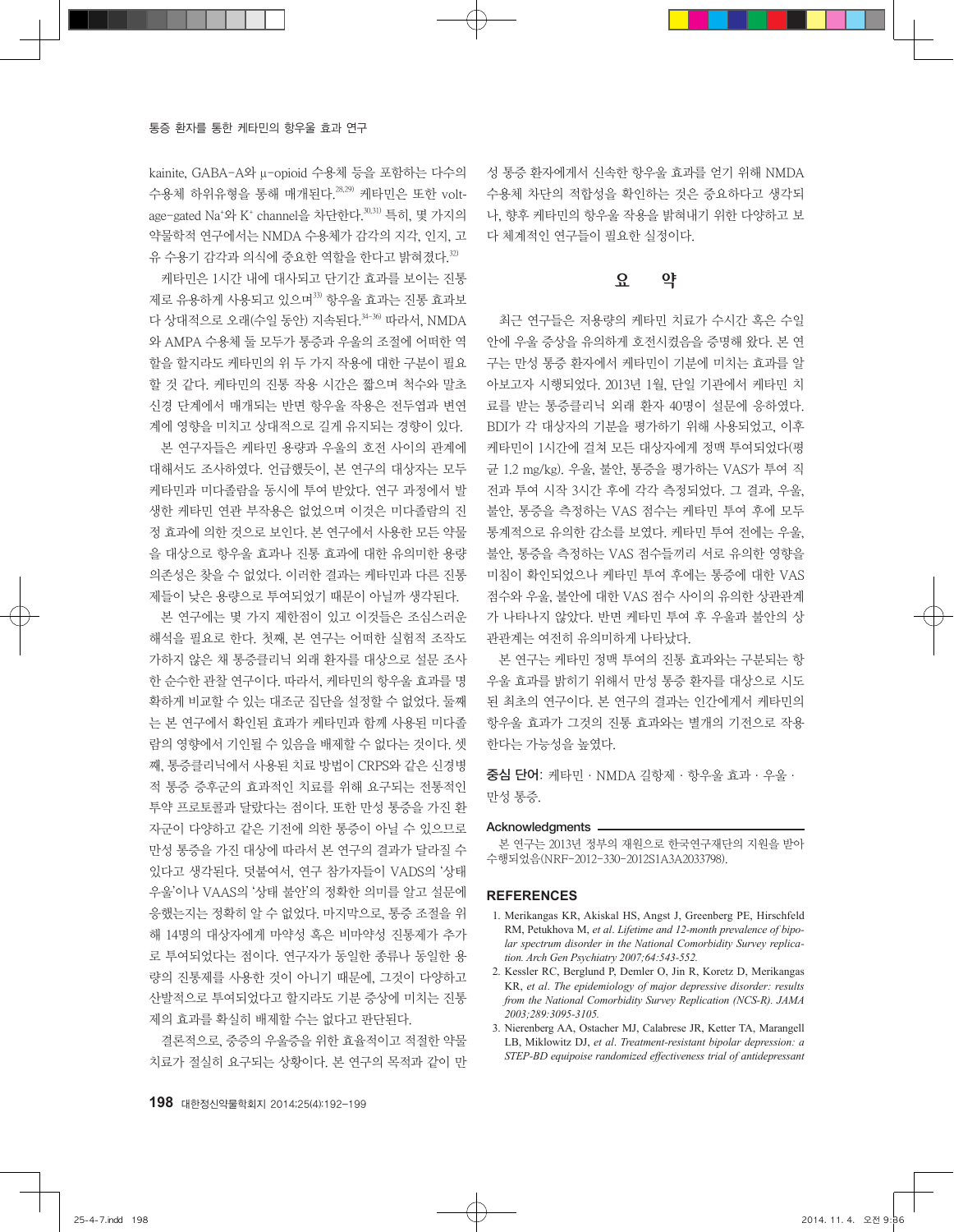kainite, GABA-A와 μ-opioid 수용체 등을 포함하는 다수의 수용체 하위유형을 통해 매개된다.[28,29] 케타민은 또한 voltage-gated $Na^+$와 $K^+$ channel을 차단한다.[30,31] 특히, 몇 가지의 약물학적 연구에서는 NMDA 수용체가 감각의 지각, 인지, 고유 수용기 감각과 의식에 중요한 역할을 한다고 밝혀졌다.[32]

케타민은 1시간 내에 대사되고 단기간 효과를 보이는 진통제로 유용하게 사용되고 있으며[33] 항우울 효과는 진통 효과보다 상대적으로 오래(수일 동안) 지속된다.[34-36] 따라서, NMDA와 AMPA 수용체 둘 모두가 통증과 우울의 조절에 어떠한 역할을 할지라도 케타민의 위 두 가지 작용에 대한 구분이 필요할 것 같다. 케타민의 진통 작용 시간은 짧으며 척수와 말초 신경 단계에서 매개되는 반면 항우울 작용은 전두엽과 변연계에 영향을 미치고 상대적으로 길게 유지되는 경향이 있다.

본 연구자들은 케타민 용량과 우울의 호전 사이의 관계에 대해서도 조사하였다. 언급했듯이, 본 연구의 대상자는 모두 케타민과 미다졸람을 동시에 투여 받았다. 연구 과정에서 발생한 케타민 연관 부작용은 없었으며 이것은 미다졸람의 진정 효과에 의한 것으로 보인다. 본 연구에서 사용한 모든 약물을 대상으로 항우울 효과나 진통 효과에 대한 유의미한 용량 의존성은 찾을 수 없었다. 이러한 결과는 케타민과 다른 진통제들이 낮은 용량으로 투여되었기 때문이 아닐까 생각된다.

본 연구에는 몇 가지 제한점이 있고 이것들은 조심스러운 해석을 필요로 한다. 첫째, 본 연구는 어떠한 실험적 조작도 가하지 않은 채 통증클리닉 외래 환자를 대상으로 설문 조사한 순수한 관찰 연구이다. 따라서, 케타민의 항우울 효과를 명확하게 비교할 수 있는 대조군 집단을 설정할 수 없었다. 둘째는 본 연구에서 확인된 효과가 케타민과 함께 사용된 미다졸람의 영향에서 기인될 수 있음을 배제할 수 없다는 것이다. 셋째, 통증클리닉에서 사용된 치료 방법이 CRPS와 같은 신경병적 통증 증후군의 효과적인 치료를 위해 요구되는 전통적인 투약 프로토콜과 달랐다는 점이다. 또한 만성 통증을 가진 환자군이 다양하고 같은 기전에 의한 통증이 아닐 수 있으므로 만성 통증을 가진 대상에 따라서 본 연구의 결과가 달라질 수 있다고 생각된다. 덧붙여서, 연구 참가자들이 VADS의 '상태 우울'이나 VAAS의 '상태 불안'의 정확한 의미를 알고 설문에 응했는지는 정확히 알 수 없었다. 마지막으로, 통증 조절을 위해 14명의 대상자에게 마약성 혹은 비마약성 진통제가 추가로 투여되었다는 점이다. 연구자가 동일한 종류나 동일한 용량의 진통제를 사용한 것이 아니기 때문에, 그것이 다양하고 산발적으로 투여되었다고 할지라도 기분 증상에 미치는 진통제의 효과를 확실히 배제할 수는 없다고 판단된다.

결론적으로, 중증의 우울증을 위한 효율적이고 적절한 약물 치료가 절실히 요구되는 상황이다. 본 연구의 목적과 같이 만성 통증 환자에게서 신속한 항우울 효과를 얻기 위해 NMDA 수용체 차단의 적합성을 확인하는 것은 중요하다고 생각되나, 향후 케타민의 항우울 작용을 밝혀내기 위한 다양하고 보다 체계적인 연구들이 필요한 실정이다.

## 요 약

최근 연구들은 저용량의 케타민 치료가 수시간 혹은 수일 안에 우울 증상을 유의하게 호전시켰음을 증명해 왔다. 본 연구는 만성 통증 환자에서 케타민이 기분에 미치는 효과를 알아보고자 시행되었다. 2013년 1월, 단일 기관에서 케타민 치료를 받는 통증클리닉 외래 환자 40명이 설문에 응하였다. BDI가 각 대상자의 기분을 평가하기 위해 사용되었고, 이후 케타민이 1시간에 걸쳐 모든 대상자에게 정맥 투여되었다(평균 1.2 mg/kg). 우울, 불안, 통증을 평가하는 VAS가 투여 직전과 투여 시작 3시간 후에 각각 측정되었다. 그 결과, 우울, 불안, 통증을 측정하는 VAS 점수는 케타민 투여 후에 모두 통계적으로 유의한 감소를 보였다. 케타민 투여 전에는 우울, 불안, 통증을 측정하는 VAS 점수들끼리 서로 유의한 영향을 미침이 확인되었으나 케타민 투여 후에는 통증에 대한 VAS 점수와 우울, 불안에 대한 VAS 점수 사이의 유의한 상관관계가 나타나지 않았다. 반면 케타민 투여 후 우울과 불안의 상관관계는 여전히 유의미하게 나타났다.

본 연구는 케타민 정맥 투여의 진통 효과와는 구분되는 항우울 효과를 밝히기 위해서 만성 통증 환자를 대상으로 시도된 최초의 연구이다. 본 연구의 결과는 인간에게서 케타민의 항우울 효과가 그것의 진통 효과와는 별개의 기전으로 작용한다는 가능성을 높였다.

**중심 단어**: 케타민 · NMDA 길항제 · 항우울 효과 · 우울 · 만성 통증.

### Acknowledgments

본 연구는 2013년 정부의 재원으로 한국연구재단의 지원을 받아 수행되었음(NRF-2012-330-2012S1A3A2033798).

## REFERENCES

1. Merikangas KR, Akiskal HS, Angst J, Greenberg PE, Hirschfeld RM, Petukhova M, *et al*. *Lifetime and 12-month prevalence of bipolar spectrum disorder in the National Comorbidity Survey replication. Arch Gen Psychiatry 2007;64:543-552.*
2. Kessler RC, Berglund P, Demler O, Jin R, Koretz D, Merikangas KR, *et al*. *The epidemiology of major depressive disorder: results from the National Comorbidity Survey Replication (NCS-R). JAMA 2003;289:3095-3105.*
3. Nierenberg AA, Ostacher MJ, Calabrese JR, Ketter TA, Marangell LB, Miklowitz DJ, *et al*. *Treatment-resistant bipolar depression: a STEP-BD equipoise randomized effectiveness trial of antidepressant*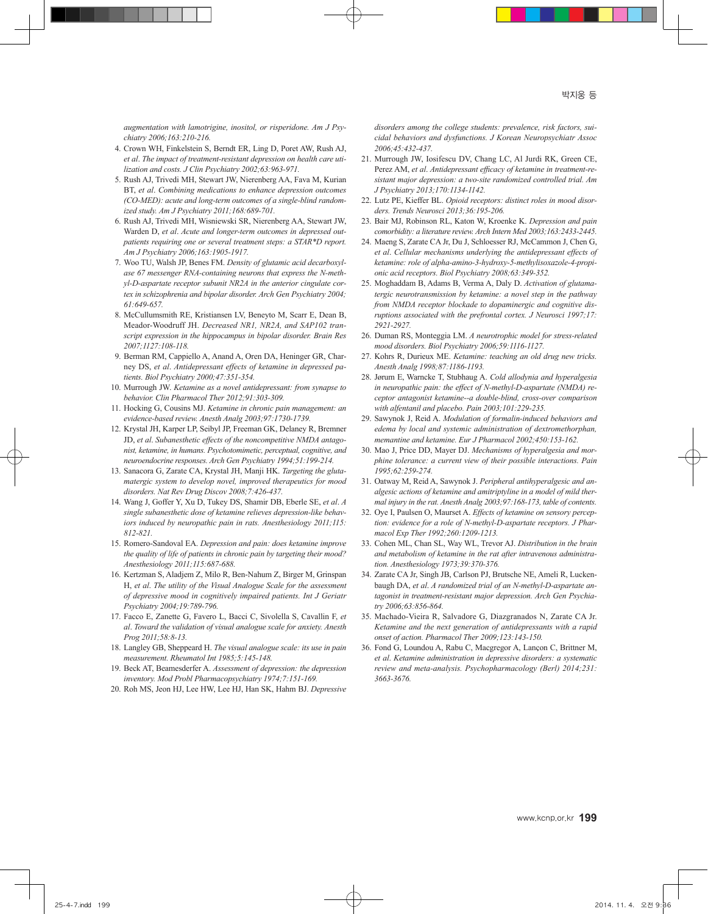augmentation with lamotrigine, inositol, or risperidone. Am J Psychiatry 2006;163:210-216.

4. Crown WH, Finkelstein S, Berndt ER, Ling D, Poret AW, Rush AJ, et al. The impact of treatment-resistant depression on health care utilization and costs. J Clin Psychiatry 2002;63:963-971.
5. Rush AJ, Trivedi MH, Stewart JW, Nierenberg AA, Fava M, Kurian BT, et al. Combining medications to enhance depression outcomes (CO-MED): acute and long-term outcomes of a single-blind randomized study. Am J Psychiatry 2011;168:689-701.
6. Rush AJ, Trivedi MH, Wisniewski SR, Nierenberg AA, Stewart JW, Warden D, et al. Acute and longer-term outcomes in depressed outpatients requiring one or several treatment steps: a STAR*D report. Am J Psychiatry 2006;163:1905-1917.
7. Woo TU, Walsh JP, Benes FM. Density of glutamic acid decarboxylase 67 messenger RNA-containing neurons that express the N-methyl-D-aspartate receptor subunit NR2A in the anterior cingulate cortex in schizophrenia and bipolar disorder. Arch Gen Psychiatry 2004; 61:649-657.
8. McCullumsmith RE, Kristiansen LV, Beneyto M, Scarr E, Dean B, Meador-Woodruff JH. Decreased NR1, NR2A, and SAP102 transcript expression in the hippocampus in bipolar disorder. Brain Res 2007;1127:108-118.
9. Berman RM, Cappiello A, Anand A, Oren DA, Heninger GR, Charney DS, et al. Antidepressant effects of ketamine in depressed patients. Biol Psychiatry 2000;47:351-354.
10. Murrough JW. Ketamine as a novel antidepressant: from synapse to behavior. Clin Pharmacol Ther 2012;91:303-309.
11. Hocking G, Cousins MJ. Ketamine in chronic pain management: an evidence-based review. Anesth Analg 2003;97:1730-1739.
12. Krystal JH, Karper LP, Seibyl JP, Freeman GK, Delaney R, Bremner JD, et al. Subanesthetic effects of the noncompetitive NMDA antagonist, ketamine, in humans. Psychotomimetic, perceptual, cognitive, and neuroendocrine responses. Arch Gen Psychiatry 1994;51:199-214.
13. Sanacora G, Zarate CA, Krystal JH, Manji HK. Targeting the glutamatergic system to develop novel, improved therapeutics for mood disorders. Nat Rev Drug Discov 2008;7:426-437.
14. Wang J, Goffer Y, Xu D, Tukey DS, Shamir DB, Eberle SE, et al. A single subanesthetic dose of ketamine relieves depression-like behaviors induced by neuropathic pain in rats. Anesthesiology 2011;115: 812-821.
15. Romero-Sandoval EA. Depression and pain: does ketamine improve the quality of life of patients in chronic pain by targeting their mood? Anesthesiology 2011;115:687-688.
16. Kertzman S, Aladjem Z, Milo R, Ben-Nahum Z, Birger M, Grinspan H, et al. The utility of the Visual Analogue Scale for the assessment of depressive mood in cognitively impaired patients. Int J Geriatr Psychiatry 2004;19:789-796.
17. Facco E, Zanette G, Favero L, Bacci C, Sivolella S, Cavallin F, et al. Toward the validation of visual analogue scale for anxiety. Anesth Prog 2011;58:8-13.
18. Langley GB, Sheppeard H. The visual analogue scale: its use in pain measurement. Rheumatol Int 1985;5:145-148.
19. Beck AT, Beamesderfer A. Assessment of depression: the depression inventory. Mod Probl Pharmacopsychiatry 1974;7:151-169.
20. Roh MS, Jeon HJ, Lee HW, Lee HJ, Han SK, Hahm BJ. Depressive disorders among the college students: prevalence, risk factors, suicidal behaviors and dysfunctions. J Korean Neuropsychiatr Assoc 2006;45:432-437.
21. Murrough JW, Iosifescu DV, Chang LC, Al Jurdi RK, Green CE, Perez AM, et al. Antidepressant efficacy of ketamine in treatment-resistant major depression: a two-site randomized controlled trial. Am J Psychiatry 2013;170:1134-1142.
22. Lutz PE, Kieffer BL. Opioid receptors: distinct roles in mood disorders. Trends Neurosci 2013;36:195-206.
23. Bair MJ, Robinson RL, Katon W, Kroenke K. Depression and pain comorbidity: a literature review. Arch Intern Med 2003;163:2433-2445.
24. Maeng S, Zarate CA Jr, Du J, Schloesser RJ, McCammon J, Chen G, et al. Cellular mechanisms underlying the antidepressant effects of ketamine: role of alpha-amino-3-hydroxy-5-methylisoxazole-4-propionic acid receptors. Biol Psychiatry 2008;63:349-352.
25. Moghaddam B, Adams B, Verma A, Daly D. Activation of glutamatergic neurotransmission by ketamine: a novel step in the pathway from NMDA receptor blockade to dopaminergic and cognitive disruptions associated with the prefrontal cortex. J Neurosci 1997;17: 2921-2927.
26. Duman RS, Monteggia LM. A neurotrophic model for stress-related mood disorders. Biol Psychiatry 2006;59:1116-1127.
27. Kohrs R, Durieux ME. Ketamine: teaching an old drug new tricks. Anesth Analg 1998;87:1186-1193.
28. Jørum E, Warncke T, Stubhaug A. Cold allodynia and hyperalgesia in neuropathic pain: the effect of N-methyl-D-aspartate (NMDA) receptor antagonist ketamine--a double-blind, cross-over comparison with alfentanil and placebo. Pain 2003;101:229-235.
29. Sawynok J, Reid A. Modulation of formalin-induced behaviors and edema by local and systemic administration of dextromethorphan, memantine and ketamine. Eur J Pharmacol 2002;450:153-162.
30. Mao J, Price DD, Mayer DJ. Mechanisms of hyperalgesia and morphine tolerance: a current view of their possible interactions. Pain 1995;62:259-274.
31. Oatway M, Reid A, Sawynok J. Peripheral antihyperalgesic and analgesic actions of ketamine and amitriptyline in a model of mild thermal injury in the rat. Anesth Analg 2003;97:168-173, table of contents.
32. Oye I, Paulsen O, Maurset A. Effects of ketamine on sensory perception: evidence for a role of N-methyl-D-aspartate receptors. J Pharmacol Exp Ther 1992;260:1209-1213.
33. Cohen ML, Chan SL, Way WL, Trevor AJ. Distribution in the brain and metabolism of ketamine in the rat after intravenous administration. Anesthesiology 1973;39:370-376.
34. Zarate CA Jr, Singh JB, Carlson PJ, Brutsche NE, Ameli R, Luckenbaugh DA, et al. A randomized trial of an N-methyl-D-aspartate antagonist in treatment-resistant major depression. Arch Gen Psychiatry 2006;63:856-864.
35. Machado-Vieira R, Salvadore G, Diazgranados N, Zarate CA Jr. Ketamine and the next generation of antidepressants with a rapid onset of action. Pharmacol Ther 2009;123:143-150.
36. Fond G, Loundou A, Rabu C, Macgregor A, Lançon C, Brittner M, et al. Ketamine administration in depressive disorders: a systematic review and meta-analysis. Psychopharmacology (Berl) 2014;231: 3663-3676.